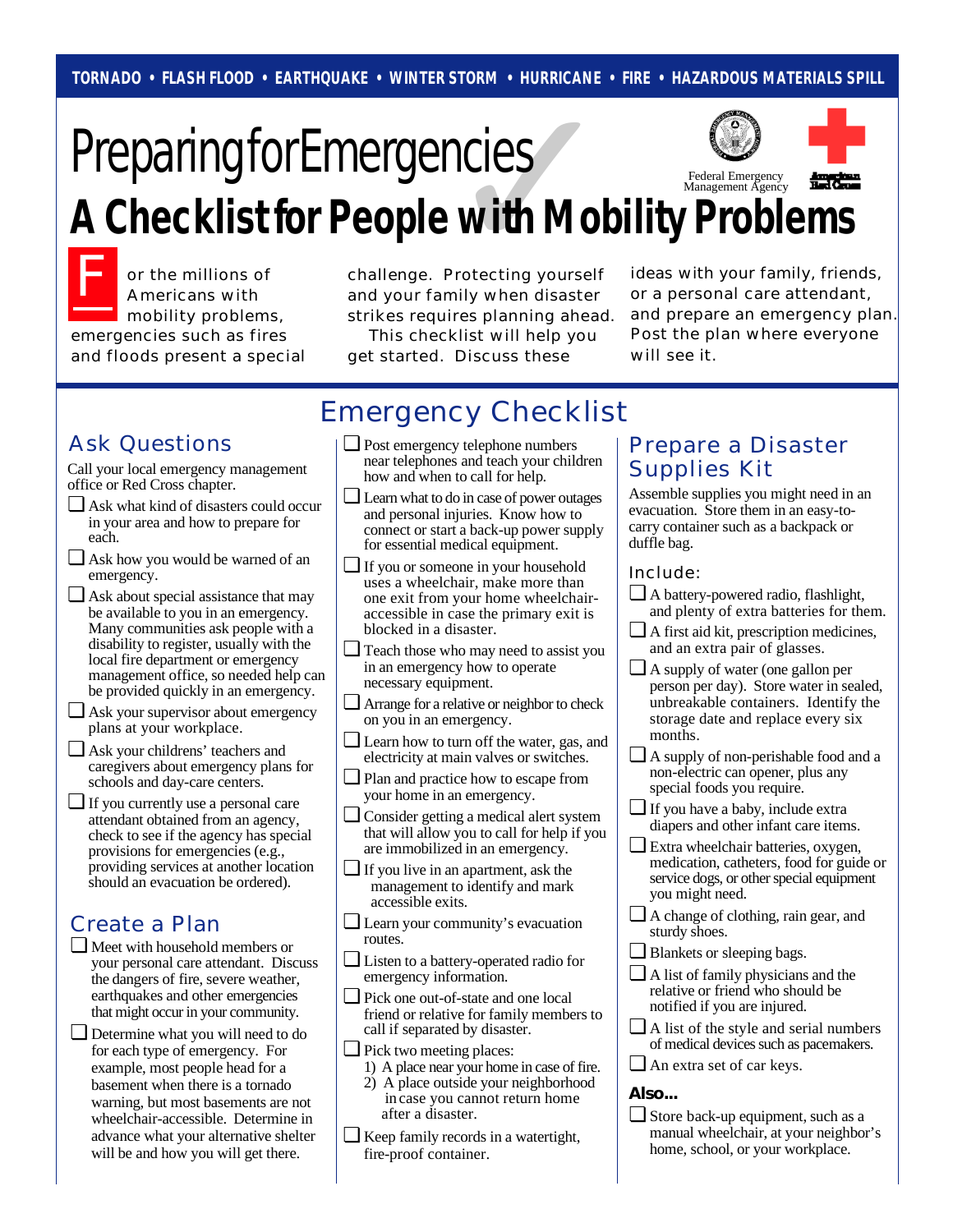TORNADO • FLASH FLOOD • EARTHQUAKE • WINTER STORM • HURRICANE • FIRE • HAZARDOUS MATERIALS SPILL

# Preparing for Emergencies

Federal Emergency Management Agency

American Red Cross

# A Checklist for People with Mobility Problems

For the millions of Americans with mobility problems, emergencies such as fires and floods present a special challenge. Protecting yourself and your family when disaster strikes requires planning ahead.

This checklist will help you get started. Discuss these ideas with your family, friends, or a personal care attendant, and prepare an emergency plan. Post the plan where everyone will see it.

## Emergency Checklist

### Ask Questions

Call your local emergency management office or Red Cross chapter.

- ❑ Ask what kind of disasters could occur in your area and how to prepare for each.
- ❑ Ask how you would be warned of an emergency.
- ❑ Ask about special assistance that may be available to you in an emergency. Many communities ask people with a disability to register, usually with the local fire department or emergency management office, so needed help can be provided quickly in an emergency.
- ❑ Ask your supervisor about emergency plans at your workplace.
- ❑ Ask your childrens' teachers and caregivers about emergency plans for schools and day-care centers.
- ❑ If you currently use a personal care attendant obtained from an agency, check to see if the agency has special provisions for emergencies (e.g., providing services at another location should an evacuation be ordered).

### Create a Plan

- ❑ Meet with household members or your personal care attendant. Discuss the dangers of fire, severe weather, earthquakes and other emergencies that might occur in your community.
- ❑ Determine what you will need to do for each type of emergency. For example, most people head for a basement when there is a tornado warning, but most basements are not wheelchair-accessible. Determine in advance what your alternative shelter will be and how you will get there.
- ❑ Post emergency telephone numbers near telephones and teach your children how and when to call for help.
- ❑ Learn what to do in case of power outages and personal injuries. Know how to connect or start a back-up power supply for essential medical equipment.
- ❑ If you or someone in your household uses a wheelchair, make more than one exit from your home wheelchair-accessible in case the primary exit is blocked in a disaster.
- ❑ Teach those who may need to assist you in an emergency how to operate necessary equipment.
- ❑ Arrange for a relative or neighbor to check on you in an emergency.
- ❑ Learn how to turn off the water, gas, and electricity at main valves or switches.
- ❑ Plan and practice how to escape from your home in an emergency.
- ❑ Consider getting a medical alert system that will allow you to call for help if you are immobilized in an emergency.
- ❑ If you live in an apartment, ask the management to identify and mark accessible exits.
- ❑ Learn your community's evacuation routes.
- ❑ Listen to a battery-operated radio for emergency information.
- ❑ Pick one out-of-state and one local friend or relative for family members to call if separated by disaster.
- ❑ Pick two meeting places:
  1) A place near your home in case of fire.
  2) A place outside your neighborhood in case you cannot return home after a disaster.
- ❑ Keep family records in a watertight, fire-proof container.

### Prepare a Disaster Supplies Kit

Assemble supplies you might need in an evacuation. Store them in an easy-to-carry container such as a backpack or duffle bag.

Include:

- ❑ A battery-powered radio, flashlight, and plenty of extra batteries for them.
- ❑ A first aid kit, prescription medicines, and an extra pair of glasses.
- ❑ A supply of water (one gallon per person per day). Store water in sealed, unbreakable containers. Identify the storage date and replace every six months.
- ❑ A supply of non-perishable food and a non-electric can opener, plus any special foods you require.
- ❑ If you have a baby, include extra diapers and other infant care items.
- ❑ Extra wheelchair batteries, oxygen, medication, catheters, food for guide or service dogs, or other special equipment you might need.
- ❑ A change of clothing, rain gear, and sturdy shoes.
- ❑ Blankets or sleeping bags.
- ❑ A list of family physicians and the relative or friend who should be notified if you are injured.
- ❑ A list of the style and serial numbers of medical devices such as pacemakers.
- ❑ An extra set of car keys.

**Also...**

- ❑ Store back-up equipment, such as a manual wheelchair, at your neighbor's home, school, or your workplace.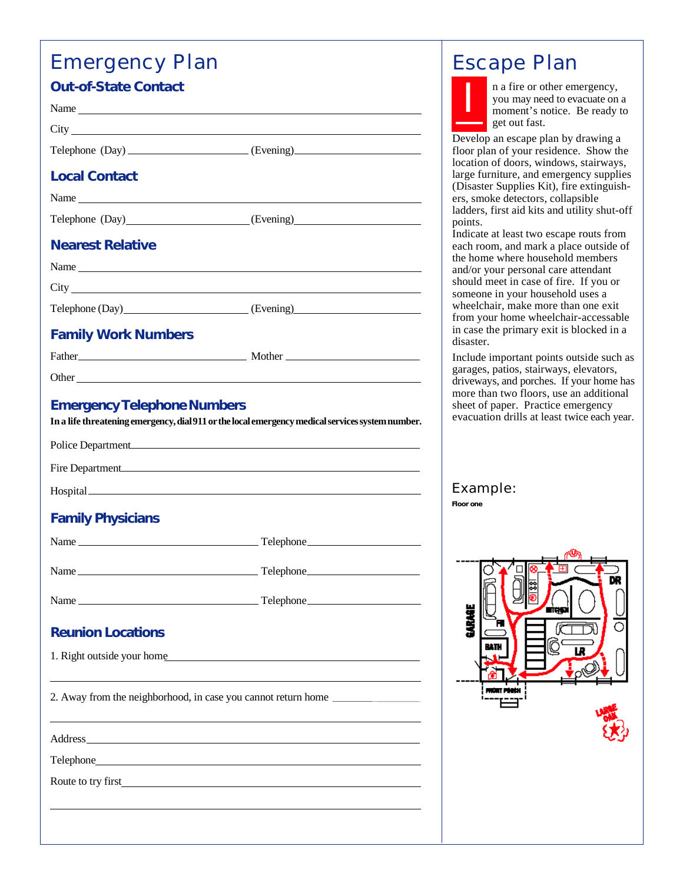# Emergency Plan

## Out-of-State Contact

Name ______________________________

City ______________________________

Telephone (Day) ______________ (Evening) ______________

## Local Contact

Name ______________________________

Telephone (Day) ______________ (Evening) ______________

## Nearest Relative

Name ______________________________

City ______________________________

Telephone (Day) ______________ (Evening) ______________

## Family Work Numbers

Father ______________ Mother ______________

Other ______________________________

## Emergency Telephone Numbers

**In a life threatening emergency, dial 911 or the local emergency medical services system number.**

Police Department ______________________________

Fire Department ______________________________

Hospital ______________________________

## Family Physicians

Name ______________ Telephone ______________

Name ______________ Telephone ______________

Name ______________ Telephone ______________

## Reunion Locations

1. Right outside your home ______________________________

______________________________

2. Away from the neighborhood, in case you cannot return home ______________

______________________________

Address ______________________________

Telephone ______________________________

Route to try first ______________________________

______________________________

# Escape Plan

In a fire or other emergency, you may need to evacuate on a moment's notice. Be ready to get out fast.

Develop an escape plan by drawing a floor plan of your residence. Show the location of doors, windows, stairways, large furniture, and emergency supplies (Disaster Supplies Kit), fire extinguishers, smoke detectors, collapsible ladders, first aid kits and utility shut-off points.

Indicate at least two escape routs from each room, and mark a place outside of the home where household members and/or your personal care attendant should meet in case of fire. If you or someone in your household uses a wheelchair, make more than one exit from your home wheelchair-accessable in case the primary exit is blocked in a disaster.

Include important points outside such as garages, patios, stairways, elevators, driveways, and porches. If your home has more than two floors, use an additional sheet of paper. Practice emergency evacuation drills at least twice each year.

Example:

**Floor one**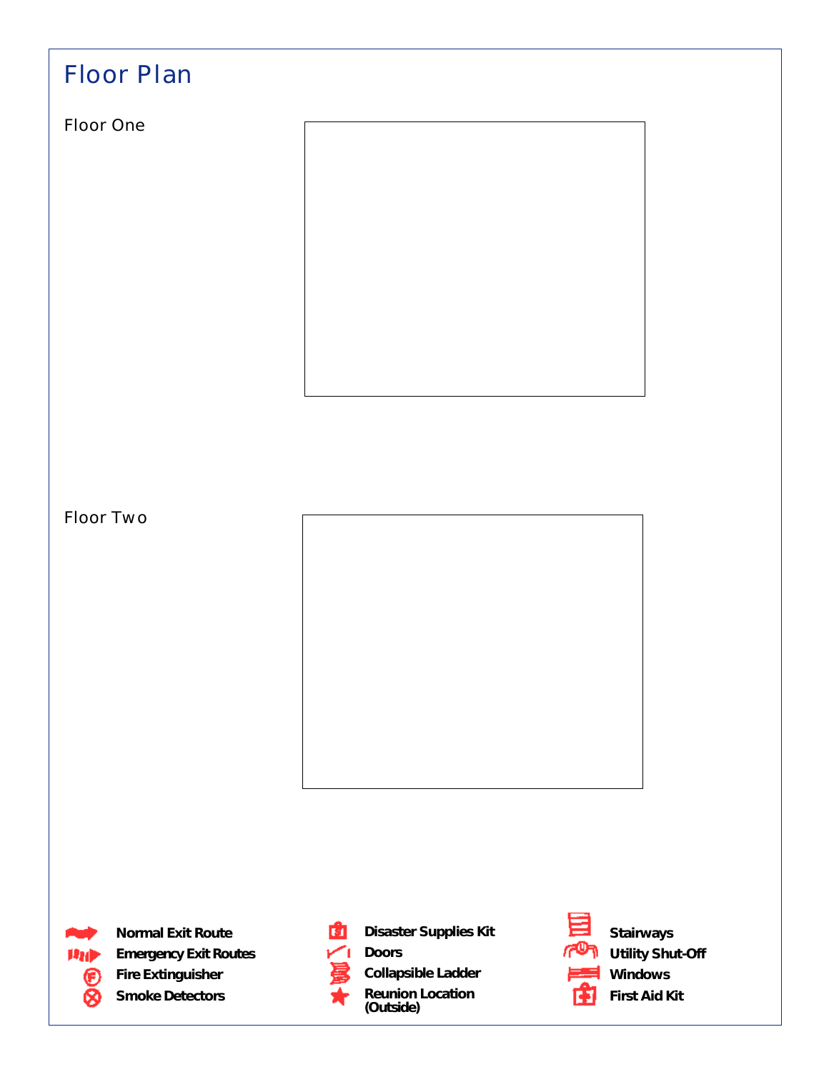# Floor Plan

## Floor One

## Floor Two

- Normal Exit Route
- Emergency Exit Routes
- Fire Extinguisher
- Smoke Detectors
- Disaster Supplies Kit
- Doors
- Collapsible Ladder
- Reunion Location (Outside)
- Stairways
- Utility Shut-Off
- Windows
- First Aid Kit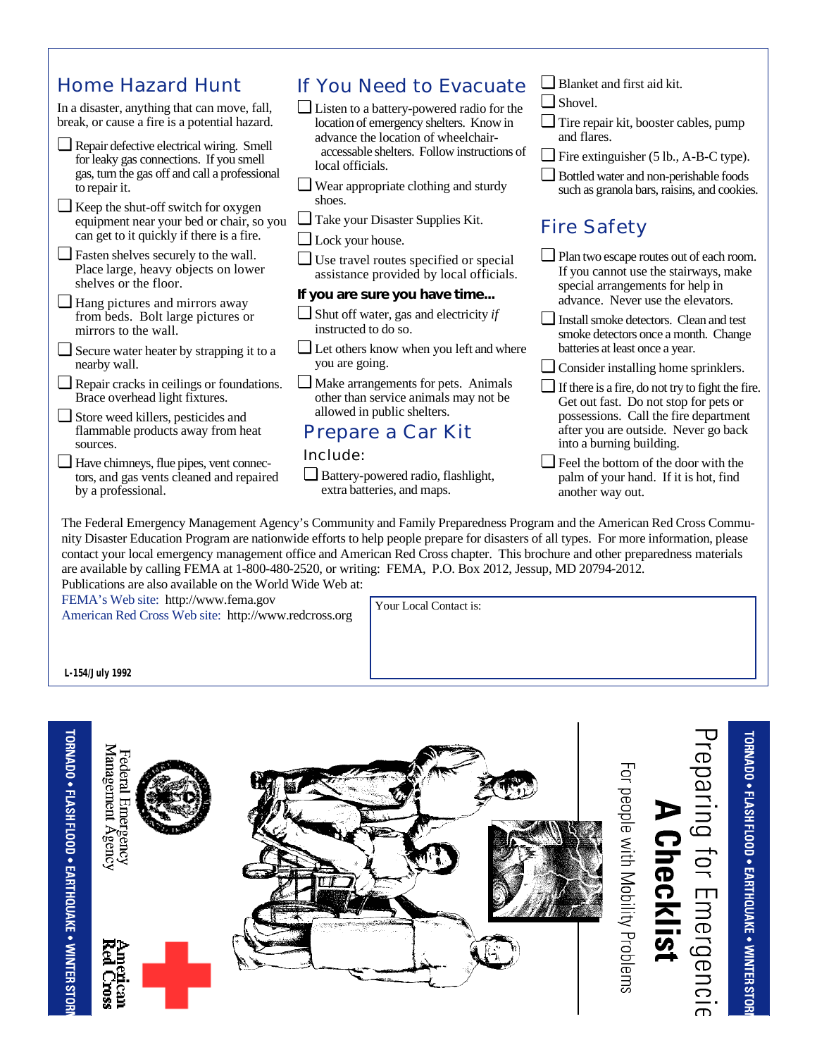## Home Hazard Hunt

In a disaster, anything that can move, fall, break, or cause a fire is a potential hazard.

- ❑ Repair defective electrical wiring. Smell for leaky gas connections. If you smell gas, turn the gas off and call a professional to repair it.
- ❑ Keep the shut-off switch for oxygen equipment near your bed or chair, so you can get to it quickly if there is a fire.
- ❑ Fasten shelves securely to the wall. Place large, heavy objects on lower shelves or the floor.
- ❑ Hang pictures and mirrors away from beds. Bolt large pictures or mirrors to the wall.
- ❑ Secure water heater by strapping it to a nearby wall.
- ❑ Repair cracks in ceilings or foundations. Brace overhead light fixtures.
- ❑ Store weed killers, pesticides and flammable products away from heat sources.
- ❑ Have chimneys, flue pipes, vent connectors, and gas vents cleaned and repaired by a professional.

## If You Need to Evacuate

- ❑ Listen to a battery-powered radio for the location of emergency shelters. Know in advance the location of wheelchair-accessable shelters. Follow instructions of local officials.
- ❑ Wear appropriate clothing and sturdy shoes.
- ❑ Take your Disaster Supplies Kit.
- ❑ Lock your house.
- ❑ Use travel routes specified or special assistance provided by local officials.

**If you are sure you have time...**

- ❑ Shut off water, gas and electricity *if* instructed to do so.
- ❑ Let others know when you left and where you are going.
- ❑ Make arrangements for pets. Animals other than service animals may not be allowed in public shelters.

## Prepare a Car Kit

Include:

- ❑ Battery-powered radio, flashlight, extra batteries, and maps.
- ❑ Blanket and first aid kit.
- ❑ Shovel.
- ❑ Tire repair kit, booster cables, pump and flares.
- ❑ Fire extinguisher (5 lb., A-B-C type).
- ❑ Bottled water and non-perishable foods such as granola bars, raisins, and cookies.

## Fire Safety

- ❑ Plan two escape routes out of each room. If you cannot use the stairways, make special arrangements for help in advance. Never use the elevators.
- ❑ Install smoke detectors. Clean and test smoke detectors once a month. Change batteries at least once a year.
- ❑ Consider installing home sprinklers.
- ❑ If there is a fire, do not try to fight the fire. Get out fast. Do not stop for pets or possessions. Call the fire department after you are outside. Never go back into a burning building.
- ❑ Feel the bottom of the door with the palm of your hand. If it is hot, find another way out.

The Federal Emergency Management Agency's Community and Family Preparedness Program and the American Red Cross Community Disaster Education Program are nationwide efforts to help people prepare for disasters of all types. For more information, please contact your local emergency management office and American Red Cross chapter. This brochure and other preparedness materials are available by calling FEMA at 1-800-480-2520, or writing: FEMA, P.O. Box 2012, Jessup, MD 20794-2012.

Publications are also available on the World Wide Web at:

FEMA's Web site: http://www.fema.gov
American Red Cross Web site: http://www.redcross.org

Your Local Contact is:

L-154/July 1992

TORNADO • FLASH FLOOD • EARTHQUAKE • WINTER STORM

# Preparing for Emergencies

# A Checklist

For people with Mobility Problems

Federal Emergency Management Agency

American Red Cross

TORNADO • FLASH FLOOD • EARTHQUAKE • WINTER STORM